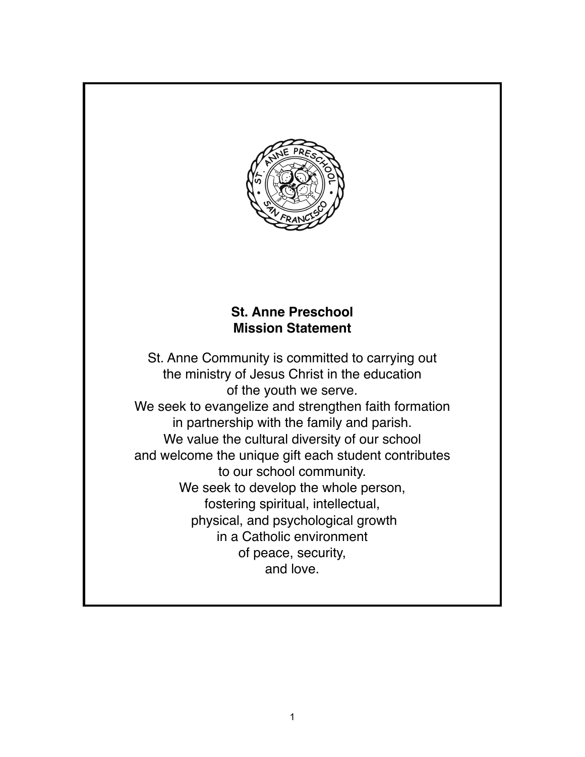## St. Anne Preschool
## Mission Statement

St. Anne Community is committed to carrying out the ministry of Jesus Christ in the education of the youth we serve.
We seek to evangelize and strengthen faith formation in partnership with the family and parish.
We value the cultural diversity of our school and welcome the unique gift each student contributes to our school community.
We seek to develop the whole person, fostering spiritual, intellectual, physical, and psychological growth in a Catholic environment of peace, security, and love.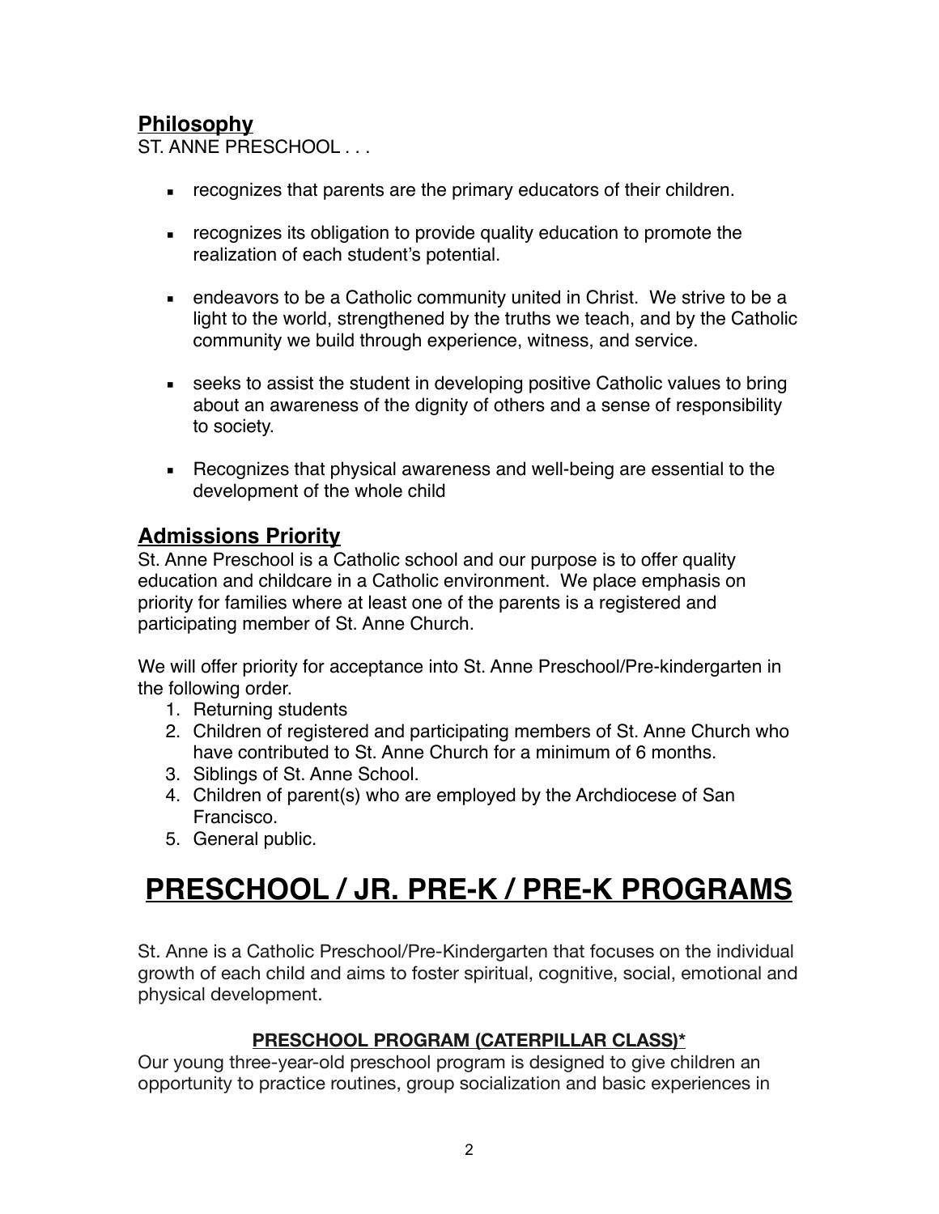## Philosophy

ST. ANNE PRESCHOOL . . .

- recognizes that parents are the primary educators of their children.
- recognizes its obligation to provide quality education to promote the realization of each student's potential.
- endeavors to be a Catholic community united in Christ. We strive to be a light to the world, strengthened by the truths we teach, and by the Catholic community we build through experience, witness, and service.
- seeks to assist the student in developing positive Catholic values to bring about an awareness of the dignity of others and a sense of responsibility to society.
- Recognizes that physical awareness and well-being are essential to the development of the whole child

## Admissions Priority

St. Anne Preschool is a Catholic school and our purpose is to offer quality education and childcare in a Catholic environment. We place emphasis on priority for families where at least one of the parents is a registered and participating member of St. Anne Church.

We will offer priority for acceptance into St. Anne Preschool/Pre-kindergarten in the following order.

1. Returning students
2. Children of registered and participating members of St. Anne Church who have contributed to St. Anne Church for a minimum of 6 months.
3. Siblings of St. Anne School.
4. Children of parent(s) who are employed by the Archdiocese of San Francisco.
5. General public.

# PRESCHOOL / JR. PRE-K / PRE-K PROGRAMS

St. Anne is a Catholic Preschool/Pre-Kindergarten that focuses on the individual growth of each child and aims to foster spiritual, cognitive, social, emotional and physical development.

### PRESCHOOL PROGRAM (CATERPILLAR CLASS)*

Our young three-year-old preschool program is designed to give children an opportunity to practice routines, group socialization and basic experiences in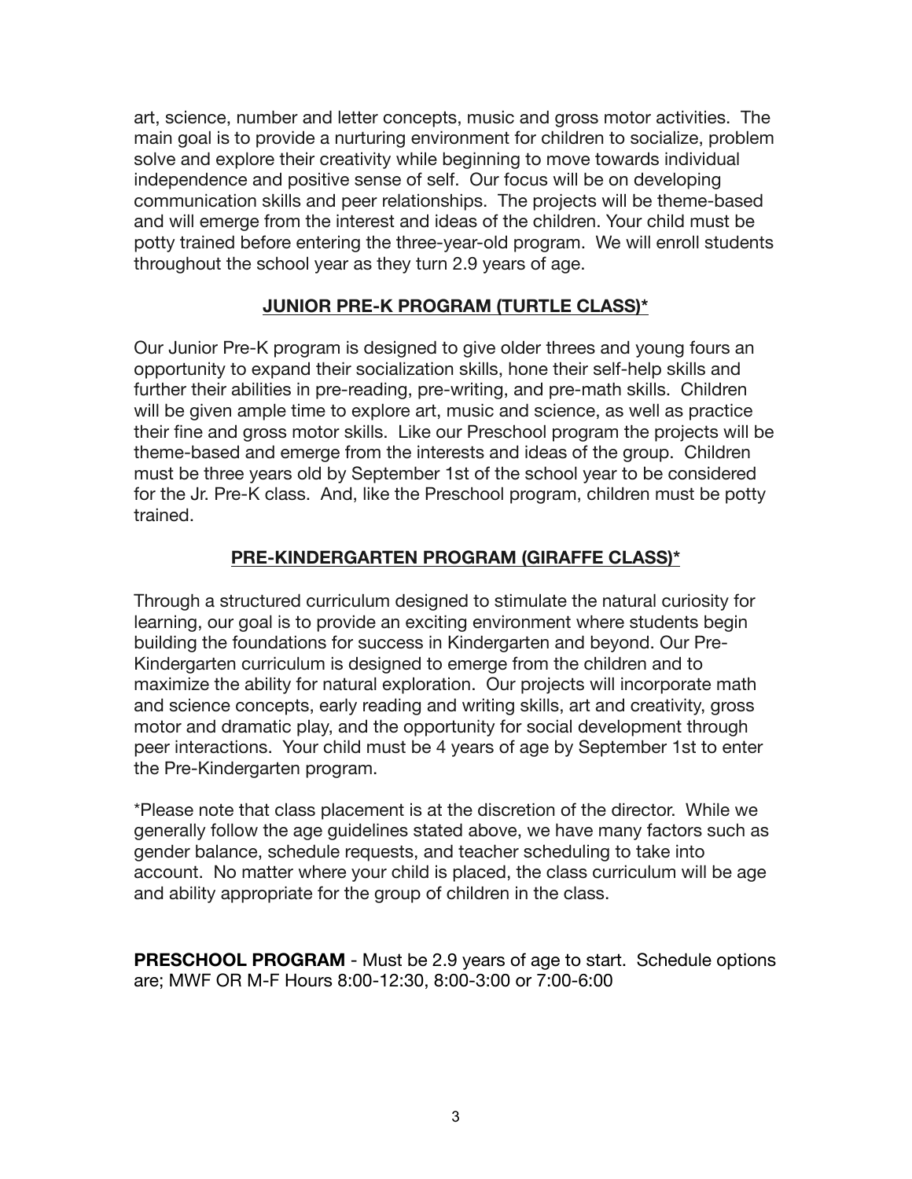art, science, number and letter concepts, music and gross motor activities. The main goal is to provide a nurturing environment for children to socialize, problem solve and explore their creativity while beginning to move towards individual independence and positive sense of self. Our focus will be on developing communication skills and peer relationships. The projects will be theme-based and will emerge from the interest and ideas of the children. Your child must be potty trained before entering the three-year-old program. We will enroll students throughout the school year as they turn 2.9 years of age.

## JUNIOR PRE-K PROGRAM (TURTLE CLASS)*

Our Junior Pre-K program is designed to give older threes and young fours an opportunity to expand their socialization skills, hone their self-help skills and further their abilities in pre-reading, pre-writing, and pre-math skills. Children will be given ample time to explore art, music and science, as well as practice their fine and gross motor skills. Like our Preschool program the projects will be theme-based and emerge from the interests and ideas of the group. Children must be three years old by September 1st of the school year to be considered for the Jr. Pre-K class. And, like the Preschool program, children must be potty trained.

## PRE-KINDERGARTEN PROGRAM (GIRAFFE CLASS)*

Through a structured curriculum designed to stimulate the natural curiosity for learning, our goal is to provide an exciting environment where students begin building the foundations for success in Kindergarten and beyond. Our Pre-Kindergarten curriculum is designed to emerge from the children and to maximize the ability for natural exploration. Our projects will incorporate math and science concepts, early reading and writing skills, art and creativity, gross motor and dramatic play, and the opportunity for social development through peer interactions. Your child must be 4 years of age by September 1st to enter the Pre-Kindergarten program.

*Please note that class placement is at the discretion of the director. While we generally follow the age guidelines stated above, we have many factors such as gender balance, schedule requests, and teacher scheduling to take into account. No matter where your child is placed, the class curriculum will be age and ability appropriate for the group of children in the class.

**PRESCHOOL PROGRAM** - Must be 2.9 years of age to start. Schedule options are; MWF OR M-F Hours 8:00-12:30, 8:00-3:00 or 7:00-6:00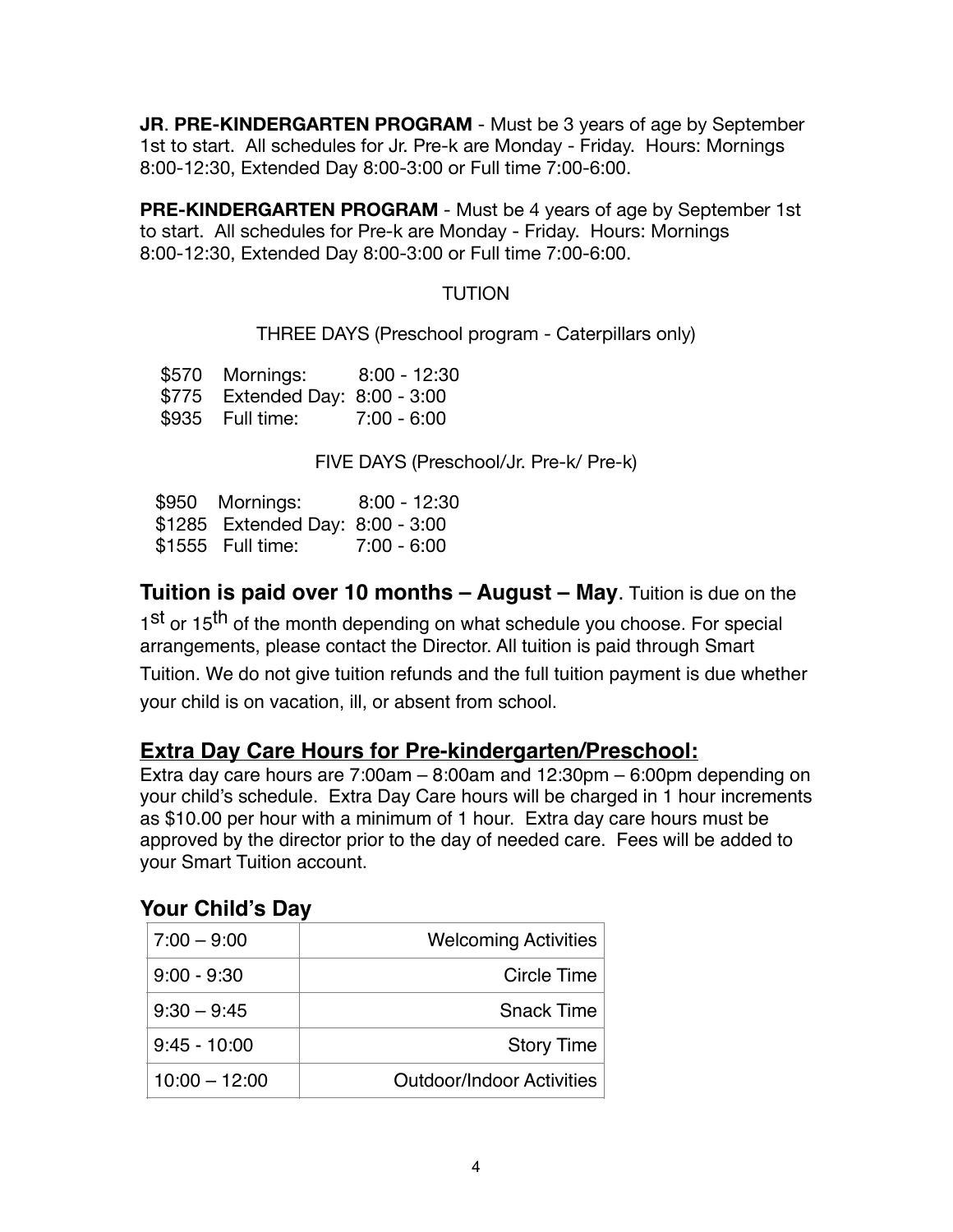**JR**. **PRE-KINDERGARTEN PROGRAM** - Must be 3 years of age by September 1st to start. All schedules for Jr. Pre-k are Monday - Friday. Hours: Mornings 8:00-12:30, Extended Day 8:00-3:00 or Full time 7:00-6:00.

**PRE-KINDERGARTEN PROGRAM** - Must be 4 years of age by September 1st to start. All schedules for Pre-k are Monday - Friday. Hours: Mornings 8:00-12:30, Extended Day 8:00-3:00 or Full time 7:00-6:00.

TUTION

THREE DAYS (Preschool program - Caterpillars only)

$570 Mornings: 8:00 - 12:30
$775 Extended Day: 8:00 - 3:00
$935 Full time: 7:00 - 6:00

FIVE DAYS (Preschool/Jr. Pre-k/ Pre-k)

$950 Mornings: 8:00 - 12:30
$1285 Extended Day: 8:00 - 3:00
$1555 Full time: 7:00 - 6:00

**Tuition is paid over 10 months – August – May**. Tuition is due on the 1st or 15th of the month depending on what schedule you choose. For special arrangements, please contact the Director. All tuition is paid through Smart Tuition. We do not give tuition refunds and the full tuition payment is due whether your child is on vacation, ill, or absent from school.

## Extra Day Care Hours for Pre-kindergarten/Preschool:

Extra day care hours are 7:00am – 8:00am and 12:30pm – 6:00pm depending on your child's schedule. Extra Day Care hours will be charged in 1 hour increments as $10.00 per hour with a minimum of 1 hour. Extra day care hours must be approved by the director prior to the day of needed care. Fees will be added to your Smart Tuition account.

## Your Child's Day

| 7:00 – 9:00 | Welcoming Activities |
|---|---|
| 9:00 - 9:30 | Circle Time |
| 9:30 – 9:45 | Snack Time |
| 9:45 - 10:00 | Story Time |
| 10:00 – 12:00 | Outdoor/Indoor Activities |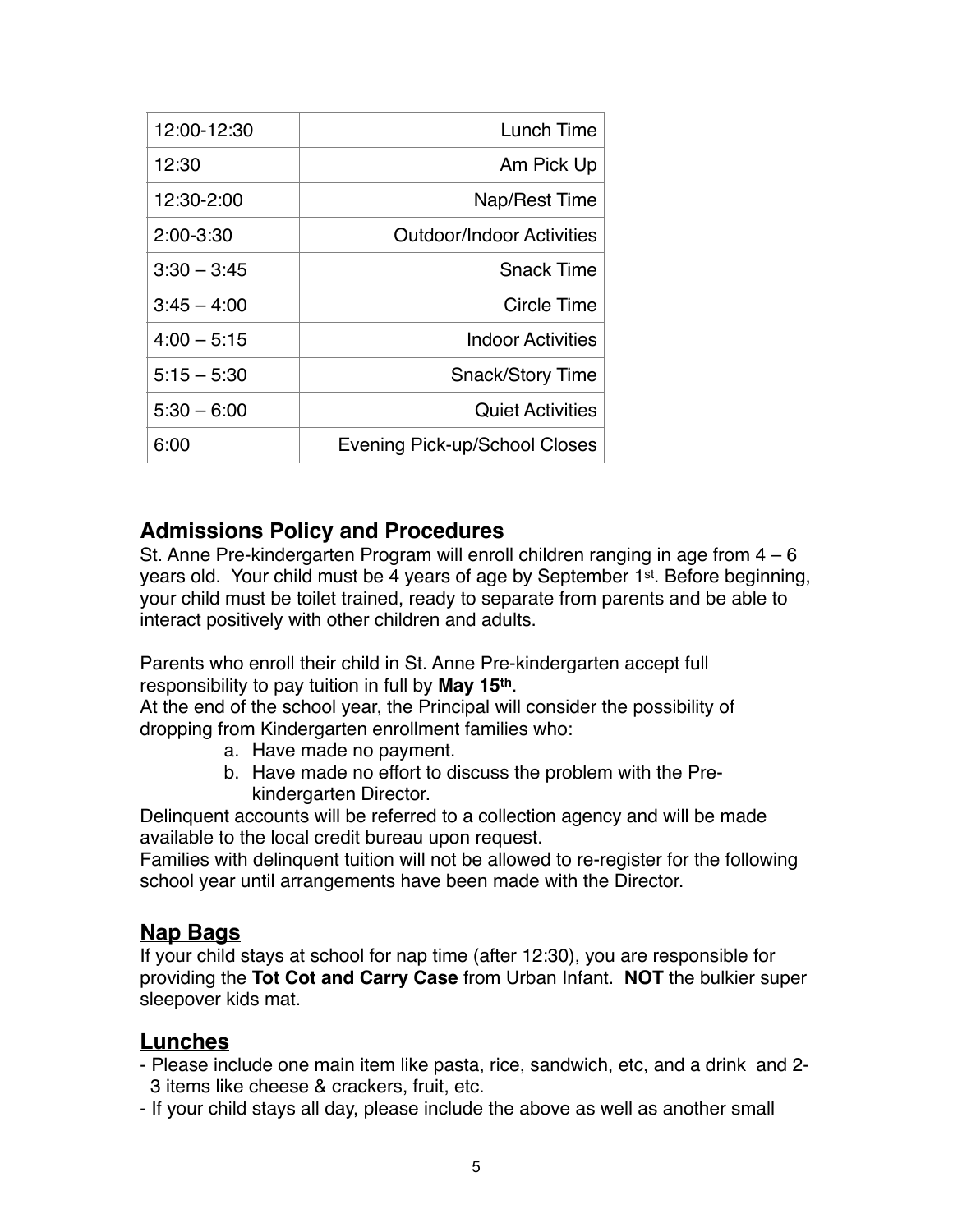| 12:00-12:30 | Lunch Time |
|---|---|
| 12:30 | Am Pick Up |
| 12:30-2:00 | Nap/Rest Time |
| 2:00-3:30 | Outdoor/Indoor Activities |
| 3:30 – 3:45 | Snack Time |
| 3:45 – 4:00 | Circle Time |
| 4:00 – 5:15 | Indoor Activities |
| 5:15 – 5:30 | Snack/Story Time |
| 5:30 – 6:00 | Quiet Activities |
| 6:00 | Evening Pick-up/School Closes |

## Admissions Policy and Procedures

St. Anne Pre-kindergarten Program will enroll children ranging in age from 4 – 6 years old. Your child must be 4 years of age by September 1st. Before beginning, your child must be toilet trained, ready to separate from parents and be able to interact positively with other children and adults.

Parents who enroll their child in St. Anne Pre-kindergarten accept full responsibility to pay tuition in full by **May 15th**.
At the end of the school year, the Principal will consider the possibility of dropping from Kindergarten enrollment families who:

a. Have made no payment.
b. Have made no effort to discuss the problem with the Pre-kindergarten Director.

Delinquent accounts will be referred to a collection agency and will be made available to the local credit bureau upon request.
Families with delinquent tuition will not be allowed to re-register for the following school year until arrangements have been made with the Director.

## Nap Bags

If your child stays at school for nap time (after 12:30), you are responsible for providing the **Tot Cot and Carry Case** from Urban Infant. **NOT** the bulkier super sleepover kids mat.

## Lunches

- Please include one main item like pasta, rice, sandwich, etc, and a drink and 2-3 items like cheese & crackers, fruit, etc.
- If your child stays all day, please include the above as well as another small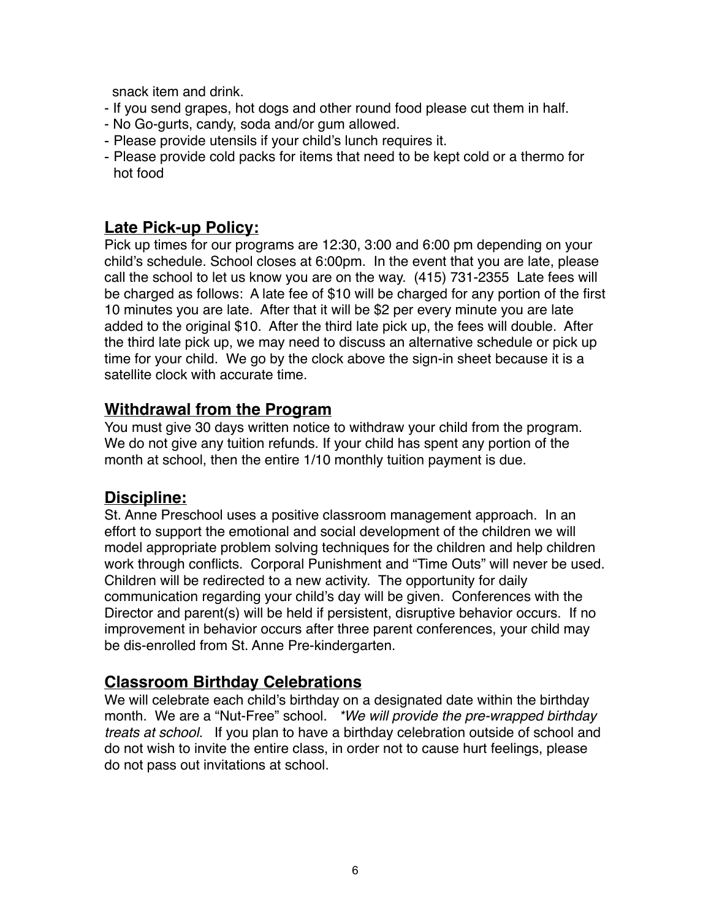snack item and drink.

- If you send grapes, hot dogs and other round food please cut them in half.
- No Go-gurts, candy, soda and/or gum allowed.
- Please provide utensils if your child's lunch requires it.
- Please provide cold packs for items that need to be kept cold or a thermo for hot food

## **Late Pick-up Policy:**

Pick up times for our programs are 12:30, 3:00 and 6:00 pm depending on your child's schedule. School closes at 6:00pm. In the event that you are late, please call the school to let us know you are on the way. (415) 731-2355 Late fees will be charged as follows: A late fee of $10 will be charged for any portion of the first 10 minutes you are late. After that it will be $2 per every minute you are late added to the original $10. After the third late pick up, the fees will double. After the third late pick up, we may need to discuss an alternative schedule or pick up time for your child. We go by the clock above the sign-in sheet because it is a satellite clock with accurate time.

## **Withdrawal from the Program**

You must give 30 days written notice to withdraw your child from the program. We do not give any tuition refunds. If your child has spent any portion of the month at school, then the entire 1/10 monthly tuition payment is due.

## **Discipline:**

St. Anne Preschool uses a positive classroom management approach. In an effort to support the emotional and social development of the children we will model appropriate problem solving techniques for the children and help children work through conflicts. Corporal Punishment and "Time Outs" will never be used. Children will be redirected to a new activity. The opportunity for daily communication regarding your child's day will be given. Conferences with the Director and parent(s) will be held if persistent, disruptive behavior occurs. If no improvement in behavior occurs after three parent conferences, your child may be dis-enrolled from St. Anne Pre-kindergarten.

## **Classroom Birthday Celebrations**

We will celebrate each child's birthday on a designated date within the birthday month. We are a "Nut-Free" school. *\*We will provide the pre-wrapped birthday treats at school.* If you plan to have a birthday celebration outside of school and do not wish to invite the entire class, in order not to cause hurt feelings, please do not pass out invitations at school.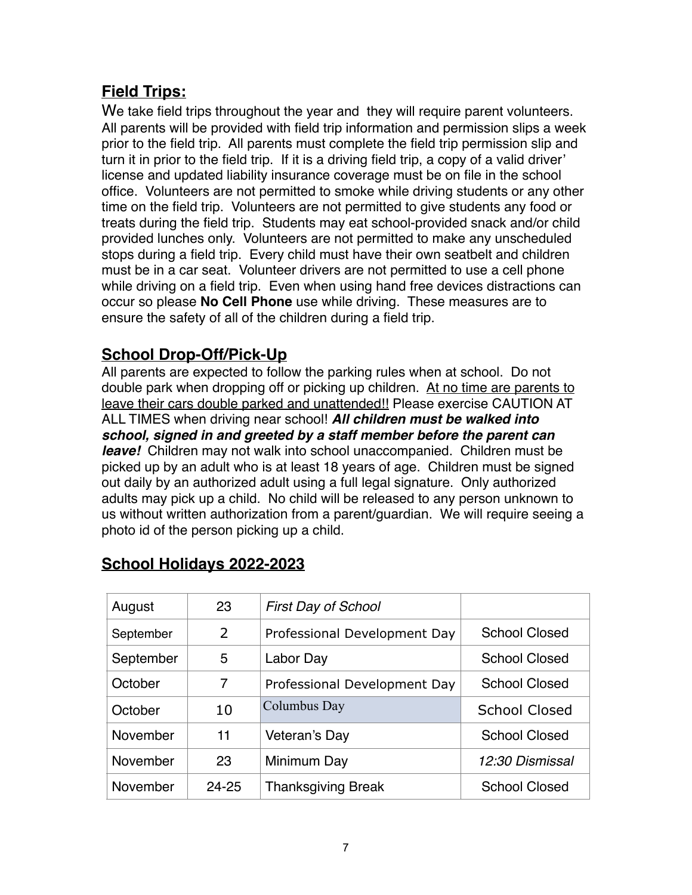## **Field Trips:**

We take field trips throughout the year and they will require parent volunteers. All parents will be provided with field trip information and permission slips a week prior to the field trip. All parents must complete the field trip permission slip and turn it in prior to the field trip. If it is a driving field trip, a copy of a valid driver' license and updated liability insurance coverage must be on file in the school office. Volunteers are not permitted to smoke while driving students or any other time on the field trip. Volunteers are not permitted to give students any food or treats during the field trip. Students may eat school-provided snack and/or child provided lunches only. Volunteers are not permitted to make any unscheduled stops during a field trip. Every child must have their own seatbelt and children must be in a car seat. Volunteer drivers are not permitted to use a cell phone while driving on a field trip. Even when using hand free devices distractions can occur so please **No Cell Phone** use while driving. These measures are to ensure the safety of all of the children during a field trip.

## **School Drop-Off/Pick-Up**

All parents are expected to follow the parking rules when at school. Do not double park when dropping off or picking up children. <u>At no time are parents to leave their cars double parked and unattended!!</u> Please exercise CAUTION AT ALL TIMES when driving near school! ***All children must be walked into school, signed in and greeted by a staff member before the parent can leave!*** Children may not walk into school unaccompanied. Children must be picked up by an adult who is at least 18 years of age. Children must be signed out daily by an authorized adult using a full legal signature. Only authorized adults may pick up a child. No child will be released to any person unknown to us without written authorization from a parent/guardian. We will require seeing a photo id of the person picking up a child.

## **School Holidays 2022-2023**

| | | | |
|---|---|---|---|
| August | 23 | *First Day of School* | |
| September | 2 | Professional Development Day | School Closed |
| September | 5 | Labor Day | School Closed |
| October | 7 | Professional Development Day | School Closed |
| October | 10 | Columbus Day | School Closed |
| November | 11 | Veteran's Day | School Closed |
| November | 23 | Minimum Day | *12:30 Dismissal* |
| November | 24-25 | Thanksgiving Break | School Closed |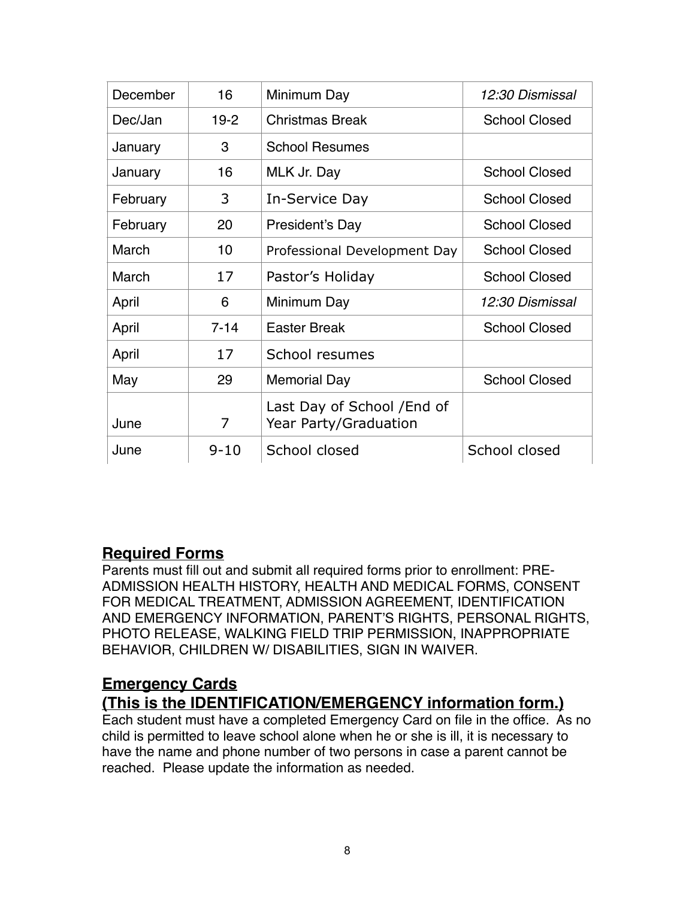| December | 16 | Minimum Day | *12:30 Dismissal* |
|---|---|---|---|
| Dec/Jan | 19-2 | Christmas Break | School Closed |
| January | 3 | School Resumes | |
| January | 16 | MLK Jr. Day | School Closed |
| February | 3 | In-Service Day | School Closed |
| February | 20 | President's Day | School Closed |
| March | 10 | Professional Development Day | School Closed |
| March | 17 | Pastor's Holiday | School Closed |
| April | 6 | Minimum Day | *12:30 Dismissal* |
| April | 7-14 | Easter Break | School Closed |
| April | 17 | School resumes | |
| May | 29 | Memorial Day | School Closed |
| June | 7 | Last Day of School /End of Year Party/Graduation | |
| June | 9-10 | School closed | School closed |

## Required Forms

Parents must fill out and submit all required forms prior to enrollment: PRE-ADMISSION HEALTH HISTORY, HEALTH AND MEDICAL FORMS, CONSENT FOR MEDICAL TREATMENT, ADMISSION AGREEMENT, IDENTIFICATION AND EMERGENCY INFORMATION, PARENT'S RIGHTS, PERSONAL RIGHTS, PHOTO RELEASE, WALKING FIELD TRIP PERMISSION, INAPPROPRIATE BEHAVIOR, CHILDREN W/ DISABILITIES, SIGN IN WAIVER.

## Emergency Cards (This is the IDENTIFICATION/EMERGENCY information form.)

Each student must have a completed Emergency Card on file in the office. As no child is permitted to leave school alone when he or she is ill, it is necessary to have the name and phone number of two persons in case a parent cannot be reached. Please update the information as needed.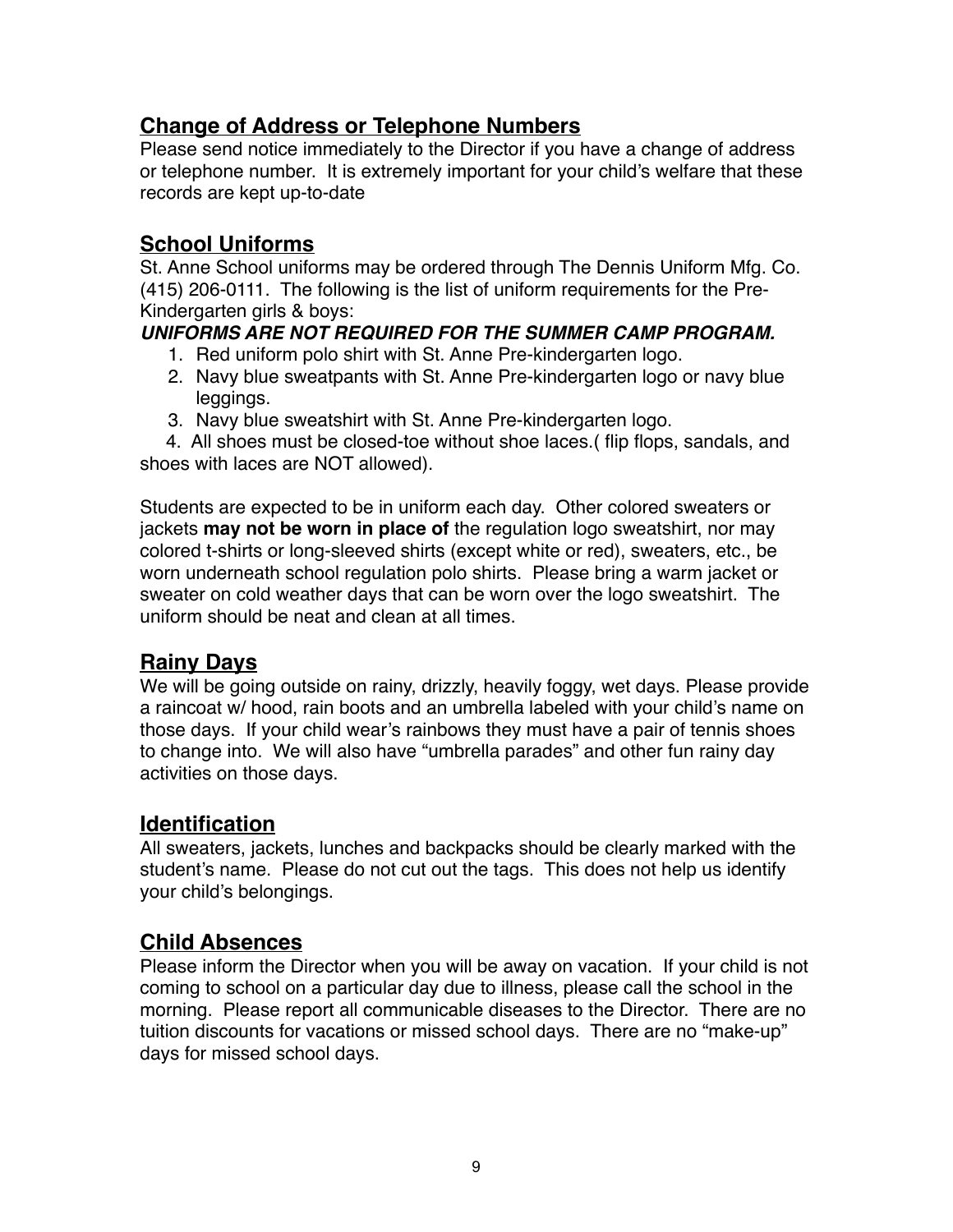## Change of Address or Telephone Numbers

Please send notice immediately to the Director if you have a change of address or telephone number. It is extremely important for your child's welfare that these records are kept up-to-date

## School Uniforms

St. Anne School uniforms may be ordered through The Dennis Uniform Mfg. Co. (415) 206-0111. The following is the list of uniform requirements for the Pre-Kindergarten girls & boys:

***UNIFORMS ARE NOT REQUIRED FOR THE SUMMER CAMP PROGRAM.***

1. Red uniform polo shirt with St. Anne Pre-kindergarten logo.
2. Navy blue sweatpants with St. Anne Pre-kindergarten logo or navy blue leggings.
3. Navy blue sweatshirt with St. Anne Pre-kindergarten logo.
4. All shoes must be closed-toe without shoe laces.( flip flops, sandals, and shoes with laces are NOT allowed).

Students are expected to be in uniform each day. Other colored sweaters or jackets **may not be worn in place of** the regulation logo sweatshirt, nor may colored t-shirts or long-sleeved shirts (except white or red), sweaters, etc., be worn underneath school regulation polo shirts. Please bring a warm jacket or sweater on cold weather days that can be worn over the logo sweatshirt. The uniform should be neat and clean at all times.

## Rainy Days

We will be going outside on rainy, drizzly, heavily foggy, wet days. Please provide a raincoat w/ hood, rain boots and an umbrella labeled with your child's name on those days. If your child wear's rainbows they must have a pair of tennis shoes to change into. We will also have "umbrella parades" and other fun rainy day activities on those days.

## Identification

All sweaters, jackets, lunches and backpacks should be clearly marked with the student's name. Please do not cut out the tags. This does not help us identify your child's belongings.

## Child Absences

Please inform the Director when you will be away on vacation. If your child is not coming to school on a particular day due to illness, please call the school in the morning. Please report all communicable diseases to the Director. There are no tuition discounts for vacations or missed school days. There are no "make-up" days for missed school days.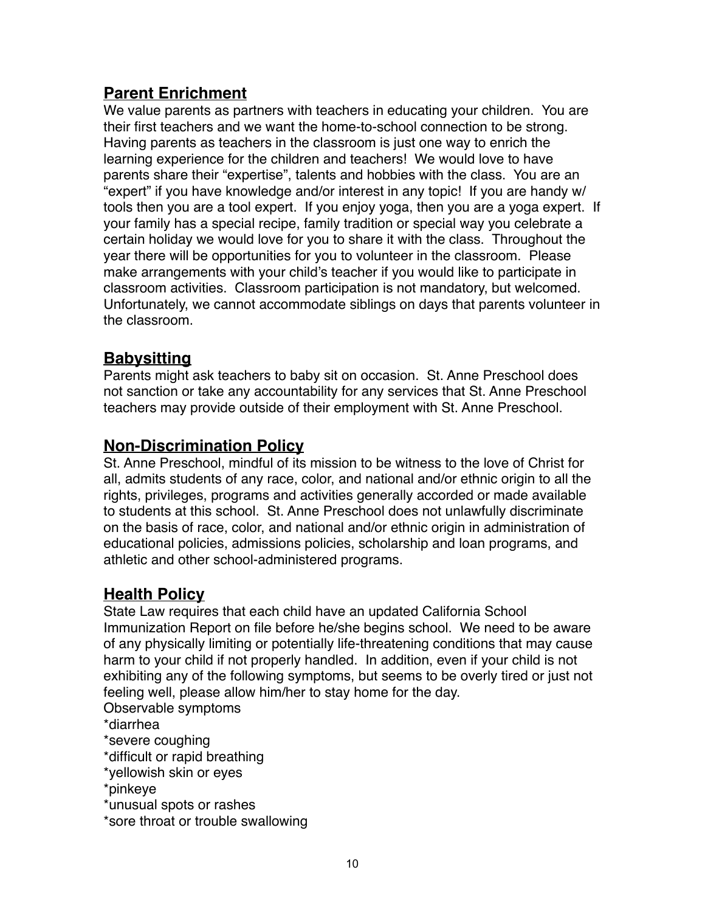## Parent Enrichment

We value parents as partners with teachers in educating your children. You are their first teachers and we want the home-to-school connection to be strong. Having parents as teachers in the classroom is just one way to enrich the learning experience for the children and teachers! We would love to have parents share their "expertise", talents and hobbies with the class. You are an "expert" if you have knowledge and/or interest in any topic! If you are handy w/ tools then you are a tool expert. If you enjoy yoga, then you are a yoga expert. If your family has a special recipe, family tradition or special way you celebrate a certain holiday we would love for you to share it with the class. Throughout the year there will be opportunities for you to volunteer in the classroom. Please make arrangements with your child's teacher if you would like to participate in classroom activities. Classroom participation is not mandatory, but welcomed. Unfortunately, we cannot accommodate siblings on days that parents volunteer in the classroom.

## Babysitting

Parents might ask teachers to baby sit on occasion. St. Anne Preschool does not sanction or take any accountability for any services that St. Anne Preschool teachers may provide outside of their employment with St. Anne Preschool.

## Non-Discrimination Policy

St. Anne Preschool, mindful of its mission to be witness to the love of Christ for all, admits students of any race, color, and national and/or ethnic origin to all the rights, privileges, programs and activities generally accorded or made available to students at this school. St. Anne Preschool does not unlawfully discriminate on the basis of race, color, and national and/or ethnic origin in administration of educational policies, admissions policies, scholarship and loan programs, and athletic and other school-administered programs.

## Health Policy

State Law requires that each child have an updated California School Immunization Report on file before he/she begins school. We need to be aware of any physically limiting or potentially life-threatening conditions that may cause harm to your child if not properly handled. In addition, even if your child is not exhibiting any of the following symptoms, but seems to be overly tired or just not feeling well, please allow him/her to stay home for the day.

Observable symptoms

*diarrhea
*severe coughing
*difficult or rapid breathing
*yellowish skin or eyes
*pinkeye
*unusual spots or rashes
*sore throat or trouble swallowing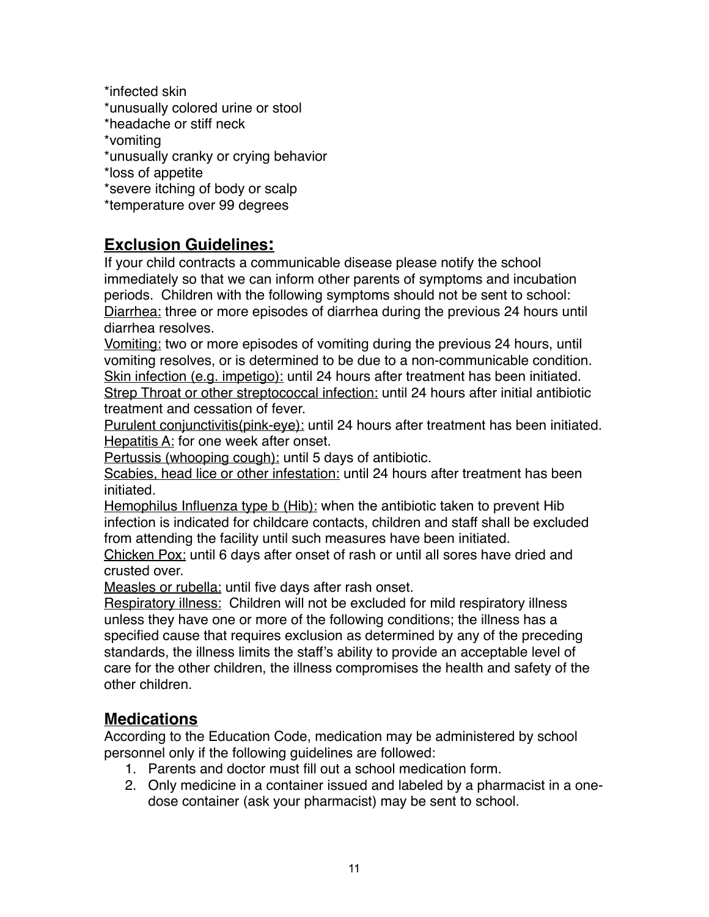*infected skin
*unusually colored urine or stool
*headache or stiff neck
*vomiting
*unusually cranky or crying behavior
*loss of appetite
*severe itching of body or scalp
*temperature over 99 degrees

## **Exclusion Guidelines:**

If your child contracts a communicable disease please notify the school immediately so that we can inform other parents of symptoms and incubation periods. Children with the following symptoms should not be sent to school:
Diarrhea: three or more episodes of diarrhea during the previous 24 hours until diarrhea resolves.
Vomiting: two or more episodes of vomiting during the previous 24 hours, until vomiting resolves, or is determined to be due to a non-communicable condition.
Skin infection (e.g. impetigo): until 24 hours after treatment has been initiated.
Strep Throat or other streptococcal infection: until 24 hours after initial antibiotic treatment and cessation of fever.
Purulent conjunctivitis(pink-eye): until 24 hours after treatment has been initiated.
Hepatitis A: for one week after onset.
Pertussis (whooping cough): until 5 days of antibiotic.
Scabies, head lice or other infestation: until 24 hours after treatment has been initiated.
Hemophilus Influenza type b (Hib): when the antibiotic taken to prevent Hib infection is indicated for childcare contacts, children and staff shall be excluded from attending the facility until such measures have been initiated.
Chicken Pox: until 6 days after onset of rash or until all sores have dried and crusted over.
Measles or rubella: until five days after rash onset.
Respiratory illness: Children will not be excluded for mild respiratory illness unless they have one or more of the following conditions; the illness has a specified cause that requires exclusion as determined by any of the preceding standards, the illness limits the staff's ability to provide an acceptable level of care for the other children, the illness compromises the health and safety of the other children.

## **Medications**

According to the Education Code, medication may be administered by school personnel only if the following guidelines are followed:

1. Parents and doctor must fill out a school medication form.
2. Only medicine in a container issued and labeled by a pharmacist in a one-dose container (ask your pharmacist) may be sent to school.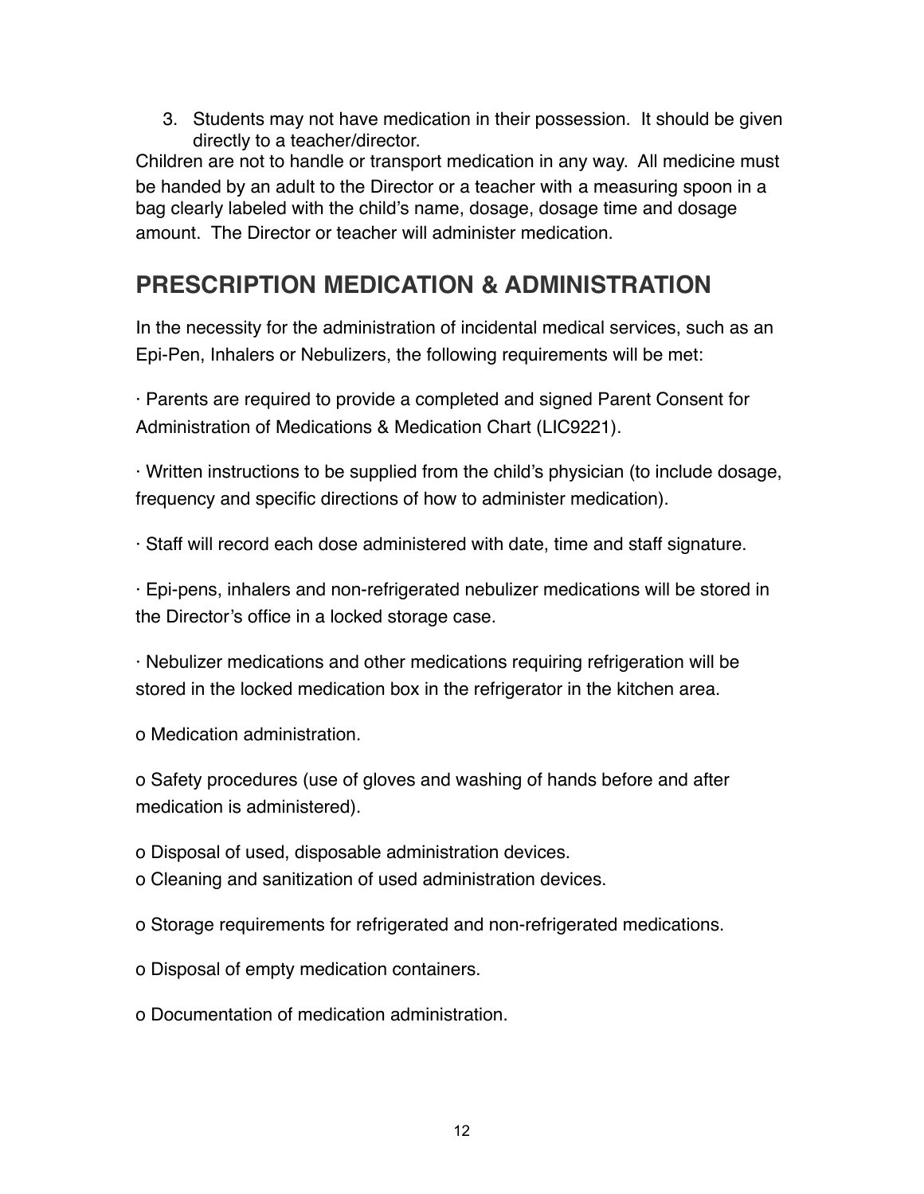3. Students may not have medication in their possession. It should be given directly to a teacher/director.

Children are not to handle or transport medication in any way. All medicine must be handed by an adult to the Director or a teacher with a measuring spoon in a bag clearly labeled with the child's name, dosage, dosage time and dosage amount. The Director or teacher will administer medication.

## PRESCRIPTION MEDICATION & ADMINISTRATION

In the necessity for the administration of incidental medical services, such as an Epi-Pen, Inhalers or Nebulizers, the following requirements will be met:

· Parents are required to provide a completed and signed Parent Consent for Administration of Medications & Medication Chart (LIC9221).

· Written instructions to be supplied from the child's physician (to include dosage, frequency and specific directions of how to administer medication).

· Staff will record each dose administered with date, time and staff signature.

· Epi-pens, inhalers and non-refrigerated nebulizer medications will be stored in the Director's office in a locked storage case.

· Nebulizer medications and other medications requiring refrigeration will be stored in the locked medication box in the refrigerator in the kitchen area.

o Medication administration.

o Safety procedures (use of gloves and washing of hands before and after medication is administered).

o Disposal of used, disposable administration devices.

o Cleaning and sanitization of used administration devices.

o Storage requirements for refrigerated and non-refrigerated medications.

o Disposal of empty medication containers.

o Documentation of medication administration.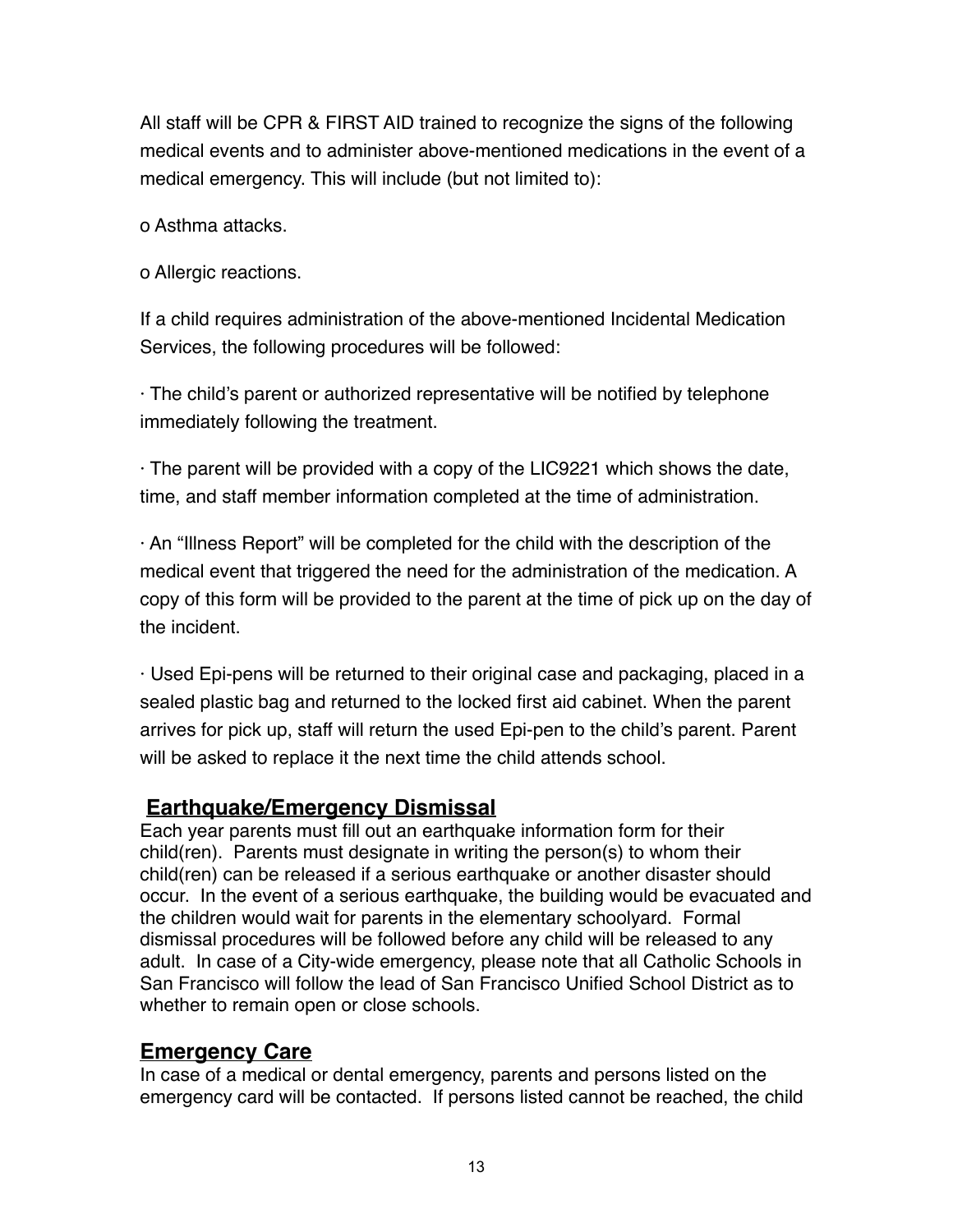All staff will be CPR & FIRST AID trained to recognize the signs of the following medical events and to administer above-mentioned medications in the event of a medical emergency. This will include (but not limited to):

o Asthma attacks.

o Allergic reactions.

If a child requires administration of the above-mentioned Incidental Medication Services, the following procedures will be followed:

· The child's parent or authorized representative will be notified by telephone immediately following the treatment.

· The parent will be provided with a copy of the LIC9221 which shows the date, time, and staff member information completed at the time of administration.

· An "Illness Report" will be completed for the child with the description of the medical event that triggered the need for the administration of the medication. A copy of this form will be provided to the parent at the time of pick up on the day of the incident.

· Used Epi-pens will be returned to their original case and packaging, placed in a sealed plastic bag and returned to the locked first aid cabinet. When the parent arrives for pick up, staff will return the used Epi-pen to the child's parent. Parent will be asked to replace it the next time the child attends school.

## Earthquake/Emergency Dismissal

Each year parents must fill out an earthquake information form for their child(ren). Parents must designate in writing the person(s) to whom their child(ren) can be released if a serious earthquake or another disaster should occur. In the event of a serious earthquake, the building would be evacuated and the children would wait for parents in the elementary schoolyard. Formal dismissal procedures will be followed before any child will be released to any adult. In case of a City-wide emergency, please note that all Catholic Schools in San Francisco will follow the lead of San Francisco Unified School District as to whether to remain open or close schools.

## Emergency Care

In case of a medical or dental emergency, parents and persons listed on the emergency card will be contacted. If persons listed cannot be reached, the child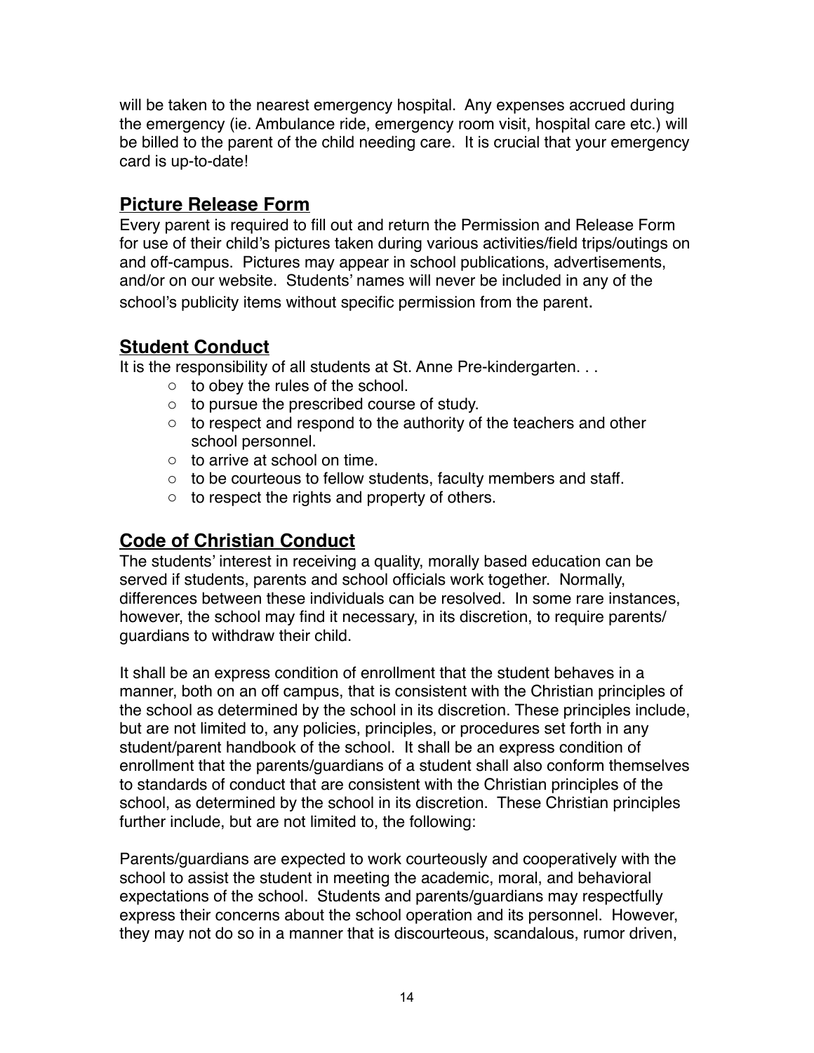will be taken to the nearest emergency hospital. Any expenses accrued during the emergency (ie. Ambulance ride, emergency room visit, hospital care etc.) will be billed to the parent of the child needing care. It is crucial that your emergency card is up-to-date!

## **Picture Release Form**

Every parent is required to fill out and return the Permission and Release Form for use of their child's pictures taken during various activities/field trips/outings on and off-campus. Pictures may appear in school publications, advertisements, and/or on our website. Students' names will never be included in any of the school's publicity items without specific permission from the parent.

## **Student Conduct**

It is the responsibility of all students at St. Anne Pre-kindergarten. . .

- to obey the rules of the school.
- to pursue the prescribed course of study.
- to respect and respond to the authority of the teachers and other school personnel.
- to arrive at school on time.
- to be courteous to fellow students, faculty members and staff.
- to respect the rights and property of others.

## **Code of Christian Conduct**

The students' interest in receiving a quality, morally based education can be served if students, parents and school officials work together. Normally, differences between these individuals can be resolved. In some rare instances, however, the school may find it necessary, in its discretion, to require parents/ guardians to withdraw their child.

It shall be an express condition of enrollment that the student behaves in a manner, both on an off campus, that is consistent with the Christian principles of the school as determined by the school in its discretion. These principles include, but are not limited to, any policies, principles, or procedures set forth in any student/parent handbook of the school. It shall be an express condition of enrollment that the parents/guardians of a student shall also conform themselves to standards of conduct that are consistent with the Christian principles of the school, as determined by the school in its discretion. These Christian principles further include, but are not limited to, the following:

Parents/guardians are expected to work courteously and cooperatively with the school to assist the student in meeting the academic, moral, and behavioral expectations of the school. Students and parents/guardians may respectfully express their concerns about the school operation and its personnel. However, they may not do so in a manner that is discourteous, scandalous, rumor driven,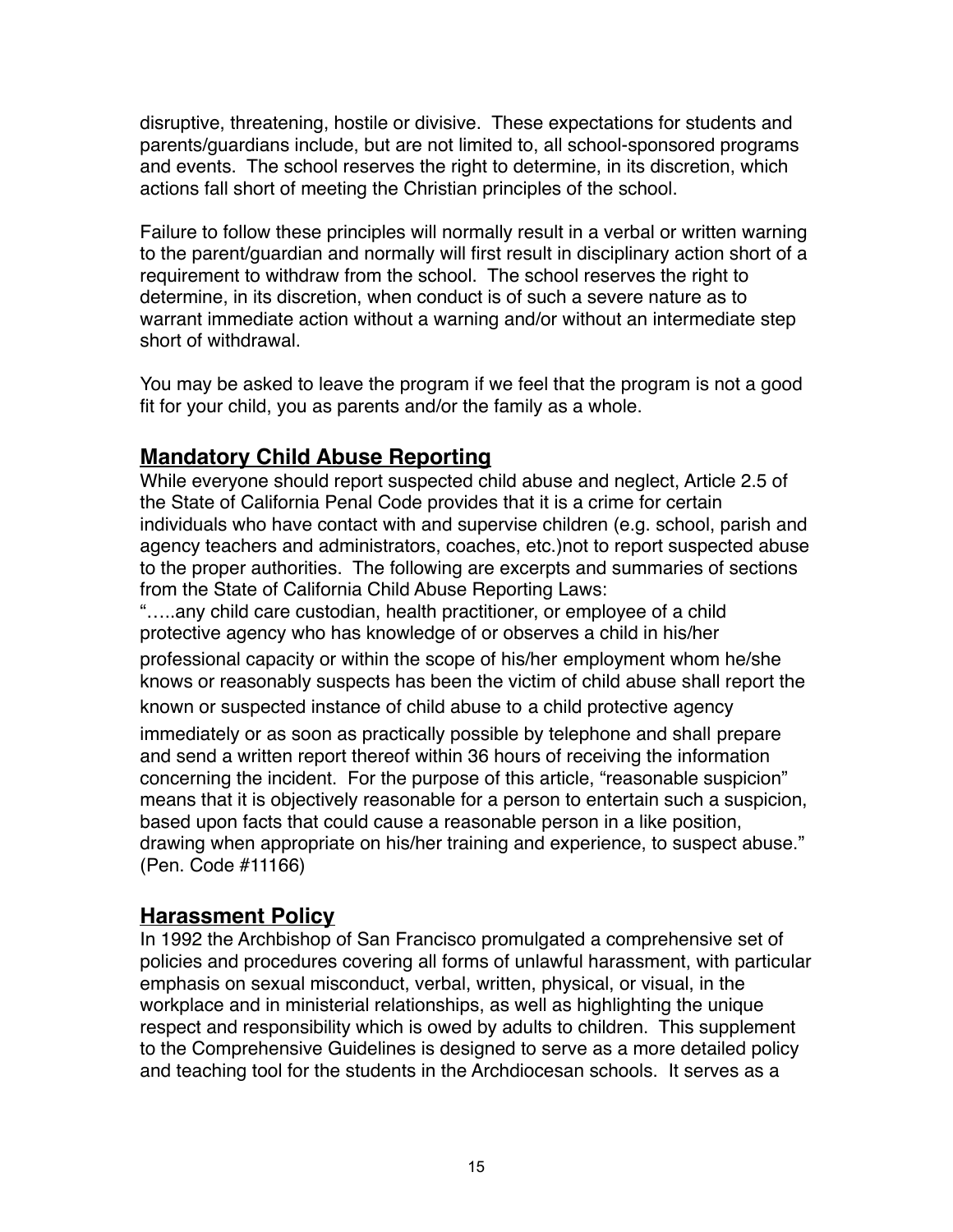disruptive, threatening, hostile or divisive. These expectations for students and parents/guardians include, but are not limited to, all school-sponsored programs and events. The school reserves the right to determine, in its discretion, which actions fall short of meeting the Christian principles of the school.

Failure to follow these principles will normally result in a verbal or written warning to the parent/guardian and normally will first result in disciplinary action short of a requirement to withdraw from the school. The school reserves the right to determine, in its discretion, when conduct is of such a severe nature as to warrant immediate action without a warning and/or without an intermediate step short of withdrawal.

You may be asked to leave the program if we feel that the program is not a good fit for your child, you as parents and/or the family as a whole.

## **Mandatory Child Abuse Reporting**

While everyone should report suspected child abuse and neglect, Article 2.5 of the State of California Penal Code provides that it is a crime for certain individuals who have contact with and supervise children (e.g. school, parish and agency teachers and administrators, coaches, etc.)not to report suspected abuse to the proper authorities. The following are excerpts and summaries of sections from the State of California Child Abuse Reporting Laws:

"…..any child care custodian, health practitioner, or employee of a child protective agency who has knowledge of or observes a child in his/her professional capacity or within the scope of his/her employment whom he/she knows or reasonably suspects has been the victim of child abuse shall report the known or suspected instance of child abuse to a child protective agency immediately or as soon as practically possible by telephone and shall prepare and send a written report thereof within 36 hours of receiving the information concerning the incident. For the purpose of this article, "reasonable suspicion" means that it is objectively reasonable for a person to entertain such a suspicion, based upon facts that could cause a reasonable person in a like position, drawing when appropriate on his/her training and experience, to suspect abuse." (Pen. Code #11166)

## **Harassment Policy**

In 1992 the Archbishop of San Francisco promulgated a comprehensive set of policies and procedures covering all forms of unlawful harassment, with particular emphasis on sexual misconduct, verbal, written, physical, or visual, in the workplace and in ministerial relationships, as well as highlighting the unique respect and responsibility which is owed by adults to children. This supplement to the Comprehensive Guidelines is designed to serve as a more detailed policy and teaching tool for the students in the Archdiocesan schools. It serves as a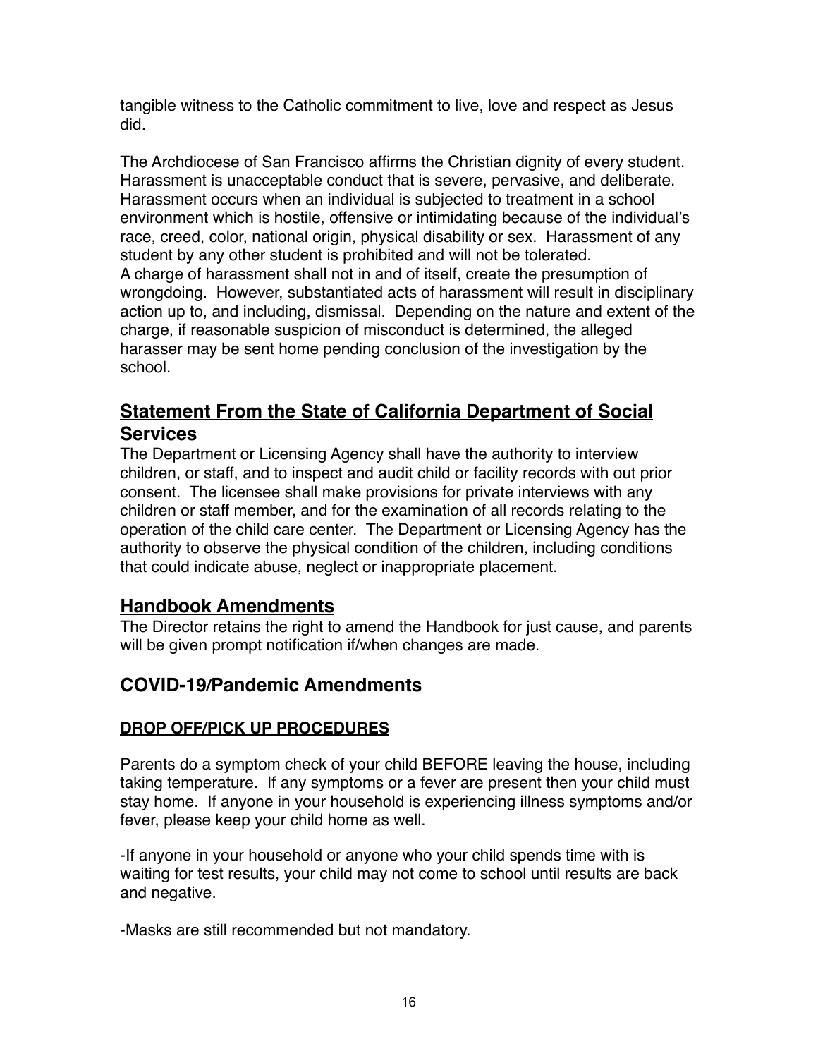tangible witness to the Catholic commitment to live, love and respect as Jesus did.

The Archdiocese of San Francisco affirms the Christian dignity of every student. Harassment is unacceptable conduct that is severe, pervasive, and deliberate. Harassment occurs when an individual is subjected to treatment in a school environment which is hostile, offensive or intimidating because of the individual's race, creed, color, national origin, physical disability or sex. Harassment of any student by any other student is prohibited and will not be tolerated.
A charge of harassment shall not in and of itself, create the presumption of wrongdoing. However, substantiated acts of harassment will result in disciplinary action up to, and including, dismissal. Depending on the nature and extent of the charge, if reasonable suspicion of misconduct is determined, the alleged harasser may be sent home pending conclusion of the investigation by the school.

## Statement From the State of California Department of Social Services

The Department or Licensing Agency shall have the authority to interview children, or staff, and to inspect and audit child or facility records with out prior consent. The licensee shall make provisions for private interviews with any children or staff member, and for the examination of all records relating to the operation of the child care center. The Department or Licensing Agency has the authority to observe the physical condition of the children, including conditions that could indicate abuse, neglect or inappropriate placement.

## Handbook Amendments

The Director retains the right to amend the Handbook for just cause, and parents will be given prompt notification if/when changes are made.

## COVID-19/Pandemic Amendments

### DROP OFF/PICK UP PROCEDURES

Parents do a symptom check of your child BEFORE leaving the house, including taking temperature. If any symptoms or a fever are present then your child must stay home. If anyone in your household is experiencing illness symptoms and/or fever, please keep your child home as well.

-If anyone in your household or anyone who your child spends time with is waiting for test results, your child may not come to school until results are back and negative.

-Masks are still recommended but not mandatory.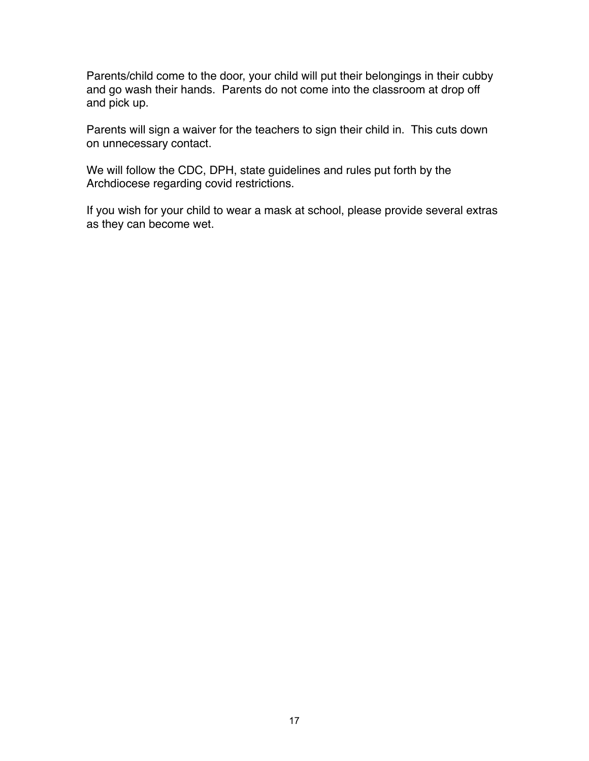Parents/child come to the door, your child will put their belongings in their cubby and go wash their hands. Parents do not come into the classroom at drop off and pick up.

Parents will sign a waiver for the teachers to sign their child in. This cuts down on unnecessary contact.

We will follow the CDC, DPH, state guidelines and rules put forth by the Archdiocese regarding covid restrictions.

If you wish for your child to wear a mask at school, please provide several extras as they can become wet.